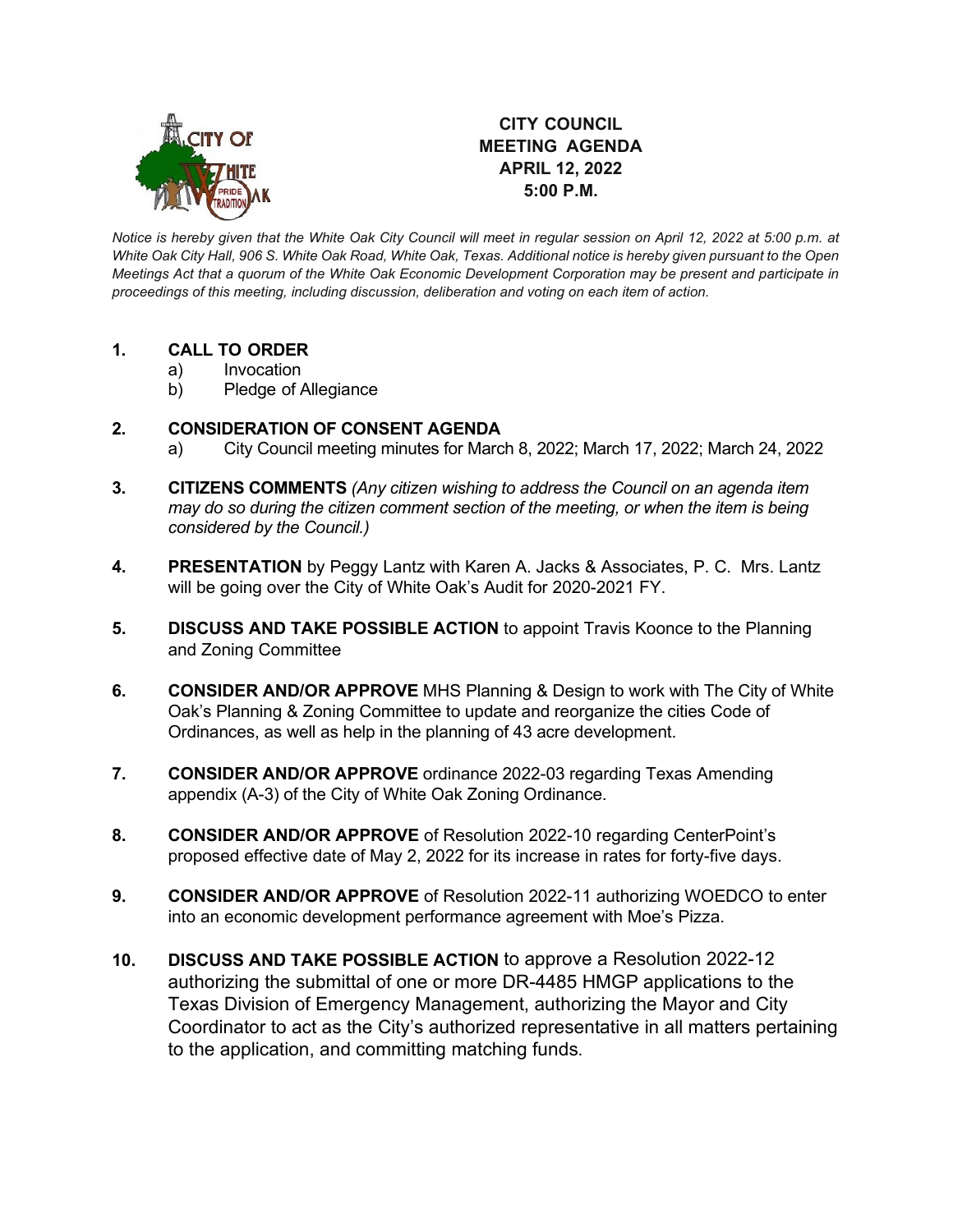# CITY COUNCIL MEETING AGENDA APRIL 12, 2022 5:00 P.M.

*Notice is hereby given that the White Oak City Council will meet in regular session on April 12, 2022 at 5:00 p.m. at White Oak City Hall, 906 S. White Oak Road, White Oak, Texas. Additional notice is hereby given pursuant to the Open Meetings Act that a quorum of the White Oak Economic Development Corporation may be present and participate in proceedings of this meeting, including discussion, deliberation and voting on each item of action.*

1. **CALL TO ORDER**
   a) Invocation
   b) Pledge of Allegiance

2. **CONSIDERATION OF CONSENT AGENDA**
   a) City Council meeting minutes for March 8, 2022; March 17, 2022; March 24, 2022

3. **CITIZENS COMMENTS** *(Any citizen wishing to address the Council on an agenda item may do so during the citizen comment section of the meeting, or when the item is being considered by the Council.)*

4. **PRESENTATION** by Peggy Lantz with Karen A. Jacks & Associates, P. C. Mrs. Lantz will be going over the City of White Oak's Audit for 2020-2021 FY.

5. **DISCUSS AND TAKE POSSIBLE ACTION** to appoint Travis Koonce to the Planning and Zoning Committee

6. **CONSIDER AND/OR APPROVE** MHS Planning & Design to work with The City of White Oak's Planning & Zoning Committee to update and reorganize the cities Code of Ordinances, as well as help in the planning of 43 acre development.

7. **CONSIDER AND/OR APPROVE** ordinance 2022-03 regarding Texas Amending appendix (A-3) of the City of White Oak Zoning Ordinance.

8. **CONSIDER AND/OR APPROVE** of Resolution 2022-10 regarding CenterPoint's proposed effective date of May 2, 2022 for its increase in rates for forty-five days.

9. **CONSIDER AND/OR APPROVE** of Resolution 2022-11 authorizing WOEDCO to enter into an economic development performance agreement with Moe's Pizza.

10. **DISCUSS AND TAKE POSSIBLE ACTION** to approve a Resolution 2022-12 authorizing the submittal of one or more DR-4485 HMGP applications to the Texas Division of Emergency Management, authorizing the Mayor and City Coordinator to act as the City's authorized representative in all matters pertaining to the application, and committing matching funds.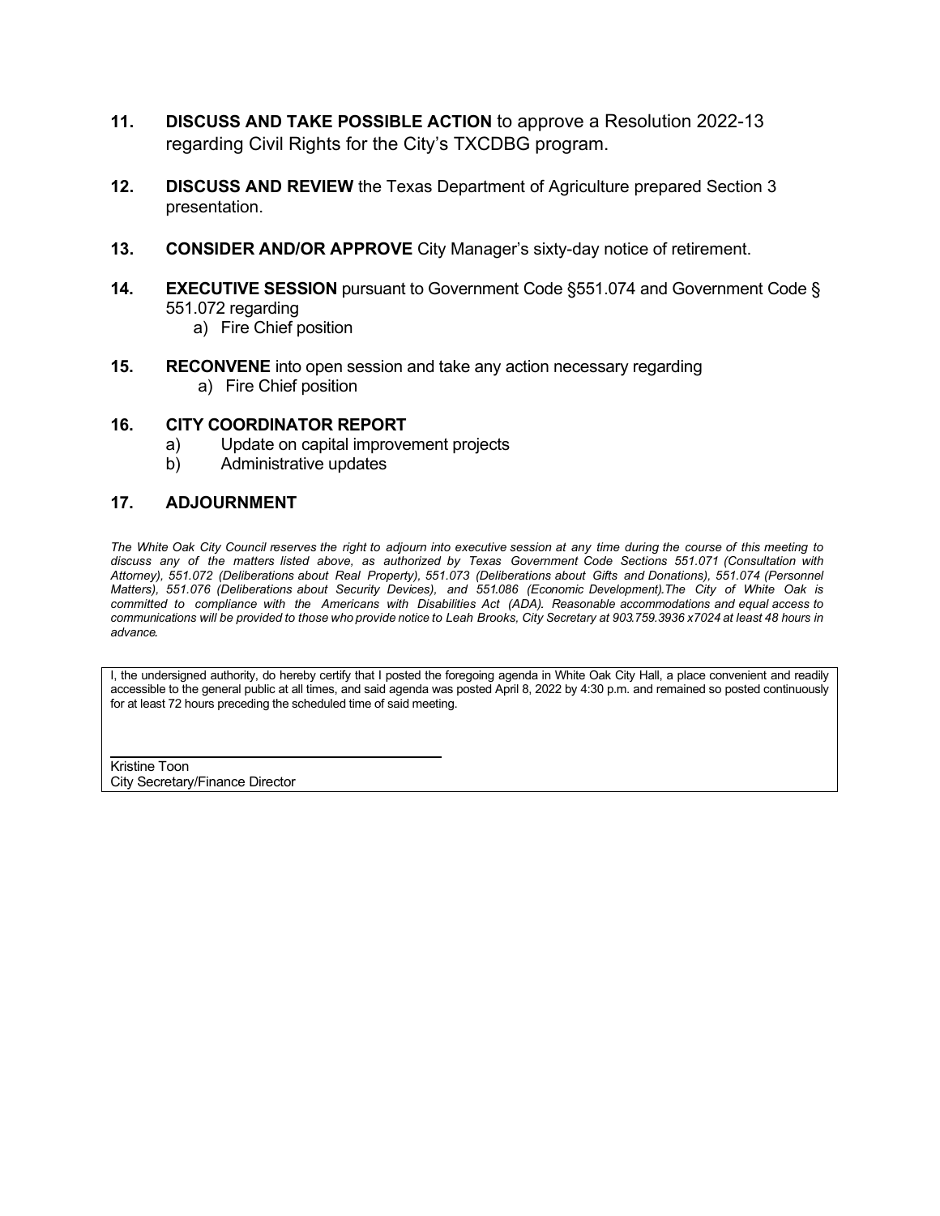11. **DISCUSS AND TAKE POSSIBLE ACTION** to approve a Resolution 2022-13 regarding Civil Rights for the City's TXCDBG program.

12. **DISCUSS AND REVIEW** the Texas Department of Agriculture prepared Section 3 presentation.

13. **CONSIDER AND/OR APPROVE** City Manager's sixty-day notice of retirement.

14. **EXECUTIVE SESSION** pursuant to Government Code §551.074 and Government Code § 551.072 regarding
    a) Fire Chief position

15. **RECONVENE** into open session and take any action necessary regarding
    a) Fire Chief position

16. **CITY COORDINATOR REPORT**
    a) Update on capital improvement projects
    b) Administrative updates

17. **ADJOURNMENT**

*The White Oak City Council reserves the right to adjourn into executive session at any time during the course of this meeting to discuss any of the matters listed above, as authorized by Texas Government Code Sections 551.071 (Consultation with Attorney), 551.072 (Deliberations about Real Property), 551.073 (Deliberations about Gifts and Donations), 551.074 (Personnel Matters), 551.076 (Deliberations about Security Devices), and 551.086 (Economic Development).The City of White Oak is committed to compliance with the Americans with Disabilities Act (ADA). Reasonable accommodations and equal access to communications will be provided to those who provide notice to Leah Brooks, City Secretary at 903.759.3936 x7024 at least 48 hours in advance.*

I, the undersigned authority, do hereby certify that I posted the foregoing agenda in White Oak City Hall, a place convenient and readily accessible to the general public at all times, and said agenda was posted April 8, 2022 by 4:30 p.m. and remained so posted continuously for at least 72 hours preceding the scheduled time of said meeting.

Kristine Toon
City Secretary/Finance Director